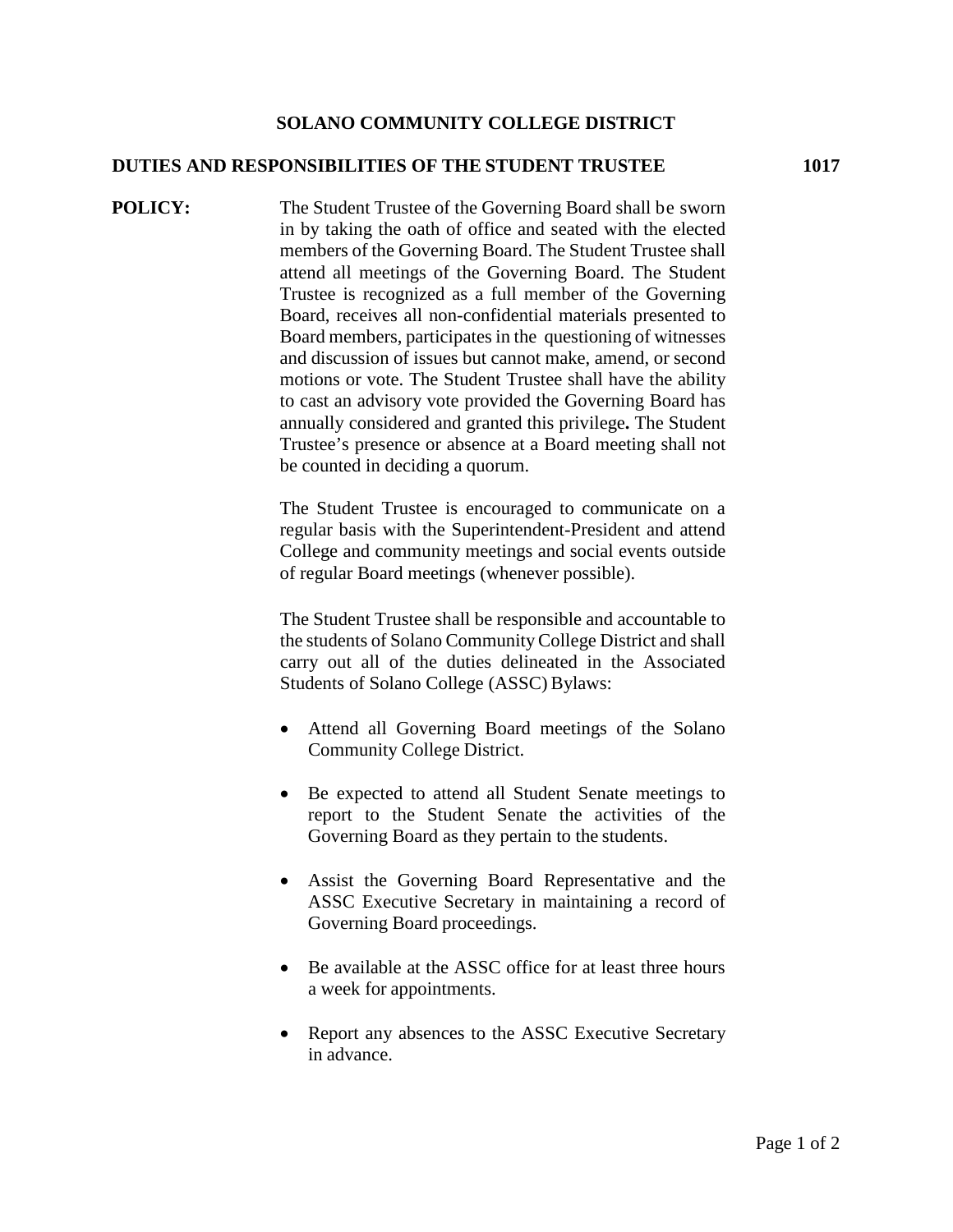# SOLANO COMMUNITY COLLEGE DISTRICT

## DUTIES AND RESPONSIBILITIES OF THE STUDENT TRUSTEE 1017

**POLICY:** The Student Trustee of the Governing Board shall be sworn in by taking the oath of office and seated with the elected members of the Governing Board. The Student Trustee shall attend all meetings of the Governing Board. The Student Trustee is recognized as a full member of the Governing Board, receives all non-confidential materials presented to Board members, participates in the questioning of witnesses and discussion of issues but cannot make, amend, or second motions or vote. The Student Trustee shall have the ability to cast an advisory vote provided the Governing Board has annually considered and granted this privilege**.** The Student Trustee's presence or absence at a Board meeting shall not be counted in deciding a quorum.

The Student Trustee is encouraged to communicate on a regular basis with the Superintendent-President and attend College and community meetings and social events outside of regular Board meetings (whenever possible).

The Student Trustee shall be responsible and accountable to the students of Solano Community College District and shall carry out all of the duties delineated in the Associated Students of Solano College (ASSC) Bylaws:

- Attend all Governing Board meetings of the Solano Community College District.
- Be expected to attend all Student Senate meetings to report to the Student Senate the activities of the Governing Board as they pertain to the students.
- Assist the Governing Board Representative and the ASSC Executive Secretary in maintaining a record of Governing Board proceedings.
- Be available at the ASSC office for at least three hours a week for appointments.
- Report any absences to the ASSC Executive Secretary in advance.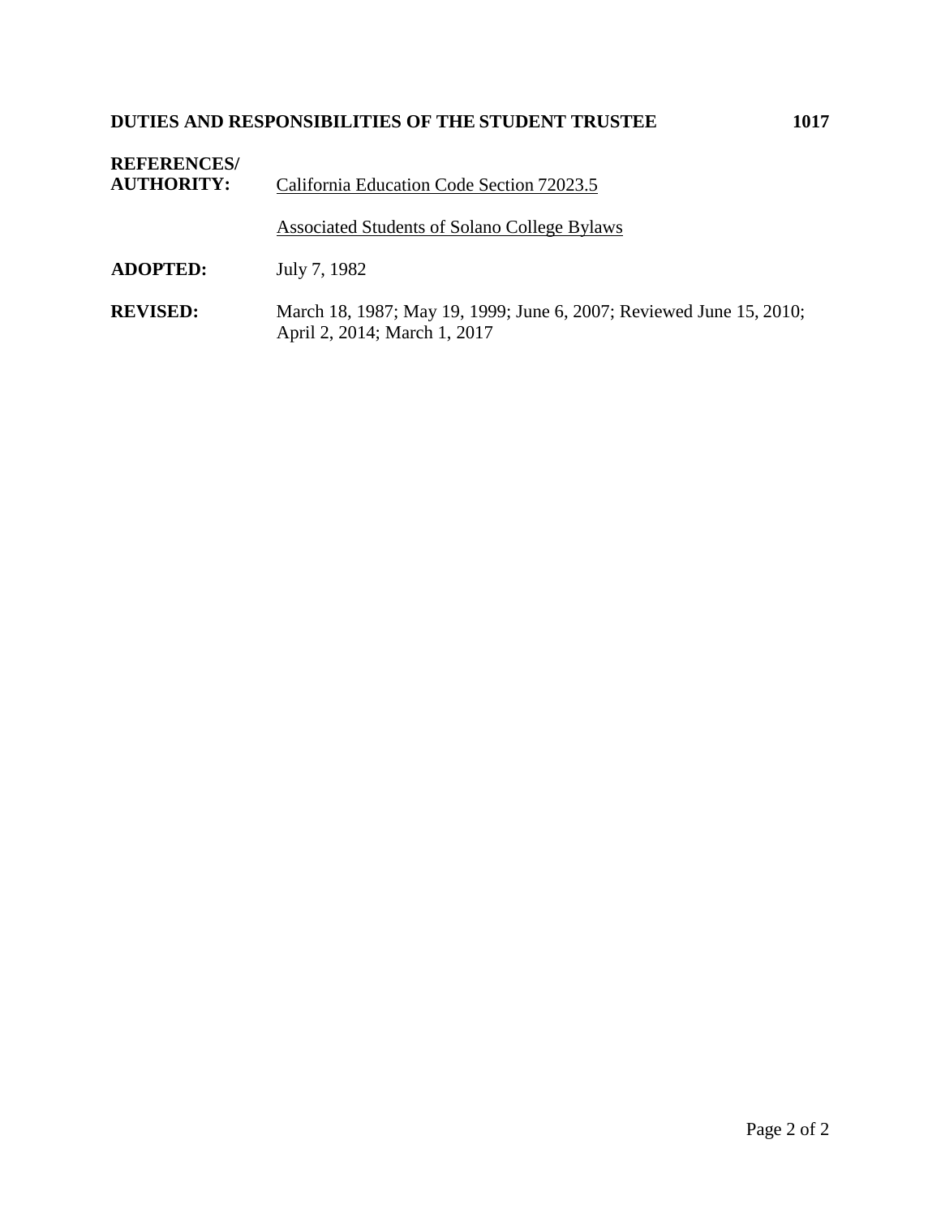**DUTIES AND RESPONSIBILITIES OF THE STUDENT TRUSTEE 1017**

**REFERENCES/ AUTHORITY:** California Education Code Section 72023.5

Associated Students of Solano College Bylaws

**ADOPTED:** July 7, 1982

**REVISED:** March 18, 1987; May 19, 1999; June 6, 2007; Reviewed June 15, 2010; April 2, 2014; March 1, 2017